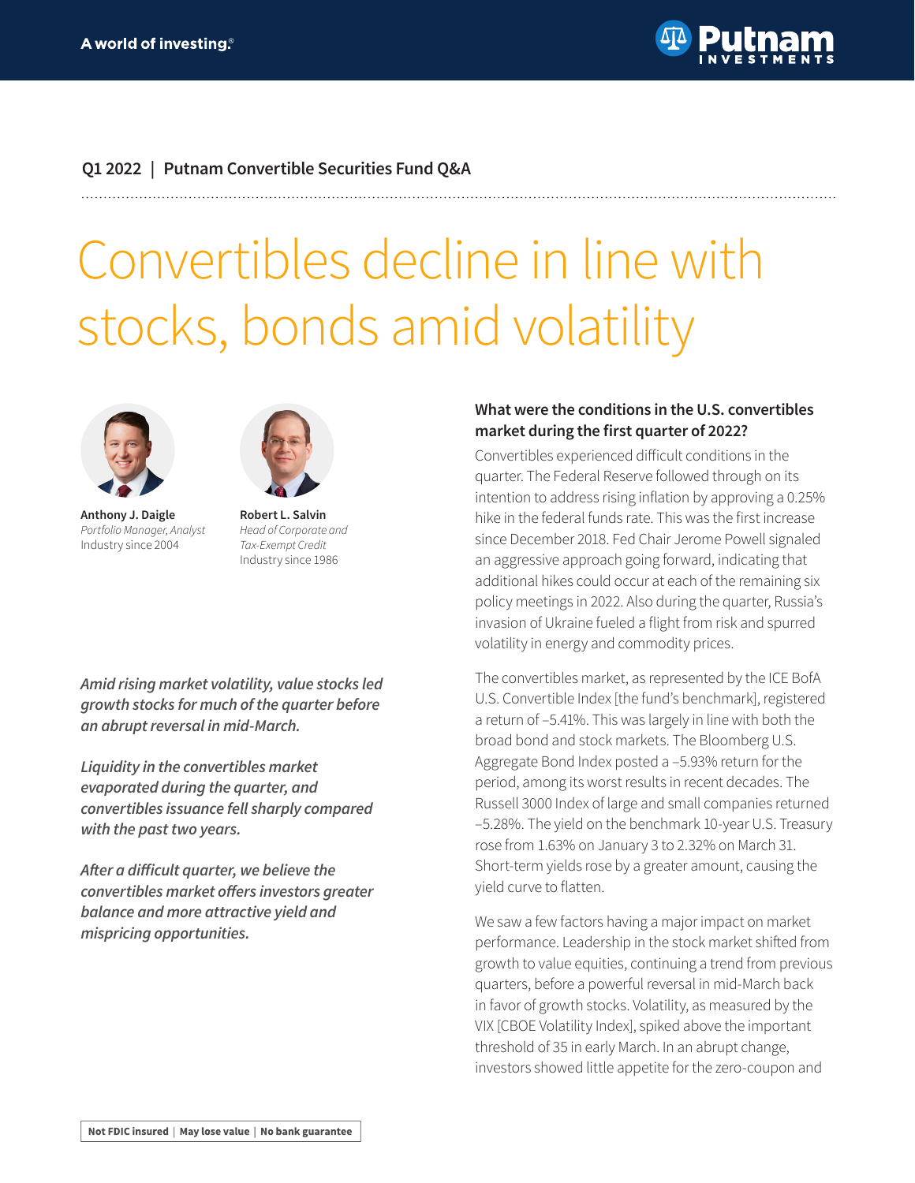A world of investing.®

Putnam INVESTMENTS

**Q1 2022 | Putnam Convertible Securities Fund Q&A**

# Convertibles decline in line with stocks, bonds amid volatility

**Anthony J. Daigle**
*Portfolio Manager, Analyst*
Industry since 2004

**Robert L. Salvin**
*Head of Corporate and Tax-Exempt Credit*
Industry since 1986

***Amid rising market volatility, value stocks led growth stocks for much of the quarter before an abrupt reversal in mid-March.***

***Liquidity in the convertibles market evaporated during the quarter, and convertibles issuance fell sharply compared with the past two years.***

***After a difficult quarter, we believe the convertibles market offers investors greater balance and more attractive yield and mispricing opportunities.***

### What were the conditions in the U.S. convertibles market during the first quarter of 2022?

Convertibles experienced difficult conditions in the quarter. The Federal Reserve followed through on its intention to address rising inflation by approving a 0.25% hike in the federal funds rate. This was the first increase since December 2018. Fed Chair Jerome Powell signaled an aggressive approach going forward, indicating that additional hikes could occur at each of the remaining six policy meetings in 2022. Also during the quarter, Russia's invasion of Ukraine fueled a flight from risk and spurred volatility in energy and commodity prices.

The convertibles market, as represented by the ICE BofA U.S. Convertible Index [the fund's benchmark], registered a return of –5.41%. This was largely in line with both the broad bond and stock markets. The Bloomberg U.S. Aggregate Bond Index posted a –5.93% return for the period, among its worst results in recent decades. The Russell 3000 Index of large and small companies returned –5.28%. The yield on the benchmark 10-year U.S. Treasury rose from 1.63% on January 3 to 2.32% on March 31. Short-term yields rose by a greater amount, causing the yield curve to flatten.

We saw a few factors having a major impact on market performance. Leadership in the stock market shifted from growth to value equities, continuing a trend from previous quarters, before a powerful reversal in mid-March back in favor of growth stocks. Volatility, as measured by the VIX [CBOE Volatility Index], spiked above the important threshold of 35 in early March. In an abrupt change, investors showed little appetite for the zero-coupon and

Not FDIC insured | May lose value | No bank guarantee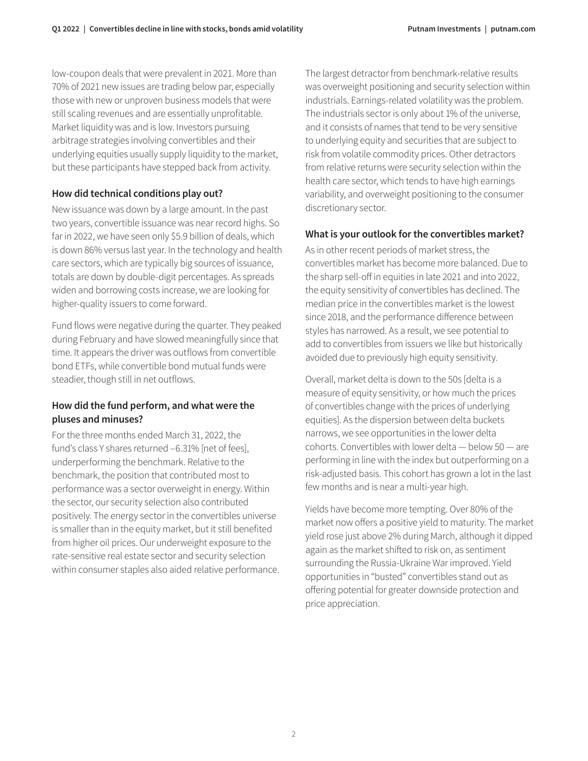low-coupon deals that were prevalent in 2021. More than 70% of 2021 new issues are trading below par, especially those with new or unproven business models that were still scaling revenues and are essentially unprofitable. Market liquidity was and is low. Investors pursuing arbitrage strategies involving convertibles and their underlying equities usually supply liquidity to the market, but these participants have stepped back from activity.

### How did technical conditions play out?

New issuance was down by a large amount. In the past two years, convertible issuance was near record highs. So far in 2022, we have seen only $5.9 billion of deals, which is down 86% versus last year. In the technology and health care sectors, which are typically big sources of issuance, totals are down by double-digit percentages. As spreads widen and borrowing costs increase, we are looking for higher-quality issuers to come forward.

Fund flows were negative during the quarter. They peaked during February and have slowed meaningfully since that time. It appears the driver was outflows from convertible bond ETFs, while convertible bond mutual funds were steadier, though still in net outflows.

### How did the fund perform, and what were the pluses and minuses?

For the three months ended March 31, 2022, the fund's class Y shares returned –6.31% [net of fees], underperforming the benchmark. Relative to the benchmark, the position that contributed most to performance was a sector overweight in energy. Within the sector, our security selection also contributed positively. The energy sector in the convertibles universe is smaller than in the equity market, but it still benefited from higher oil prices. Our underweight exposure to the rate-sensitive real estate sector and security selection within consumer staples also aided relative performance.

The largest detractor from benchmark-relative results was overweight positioning and security selection within industrials. Earnings-related volatility was the problem. The industrials sector is only about 1% of the universe, and it consists of names that tend to be very sensitive to underlying equity and securities that are subject to risk from volatile commodity prices. Other detractors from relative returns were security selection within the health care sector, which tends to have high earnings variability, and overweight positioning to the consumer discretionary sector.

### What is your outlook for the convertibles market?

As in other recent periods of market stress, the convertibles market has become more balanced. Due to the sharp sell-off in equities in late 2021 and into 2022, the equity sensitivity of convertibles has declined. The median price in the convertibles market is the lowest since 2018, and the performance difference between styles has narrowed. As a result, we see potential to add to convertibles from issuers we like but historically avoided due to previously high equity sensitivity.

Overall, market delta is down to the 50s [delta is a measure of equity sensitivity, or how much the prices of convertibles change with the prices of underlying equities]. As the dispersion between delta buckets narrows, we see opportunities in the lower delta cohorts. Convertibles with lower delta — below 50 — are performing in line with the index but outperforming on a risk-adjusted basis. This cohort has grown a lot in the last few months and is near a multi-year high.

Yields have become more tempting. Over 80% of the market now offers a positive yield to maturity. The market yield rose just above 2% during March, although it dipped again as the market shifted to risk on, as sentiment surrounding the Russia-Ukraine War improved. Yield opportunities in "busted" convertibles stand out as offering potential for greater downside protection and price appreciation.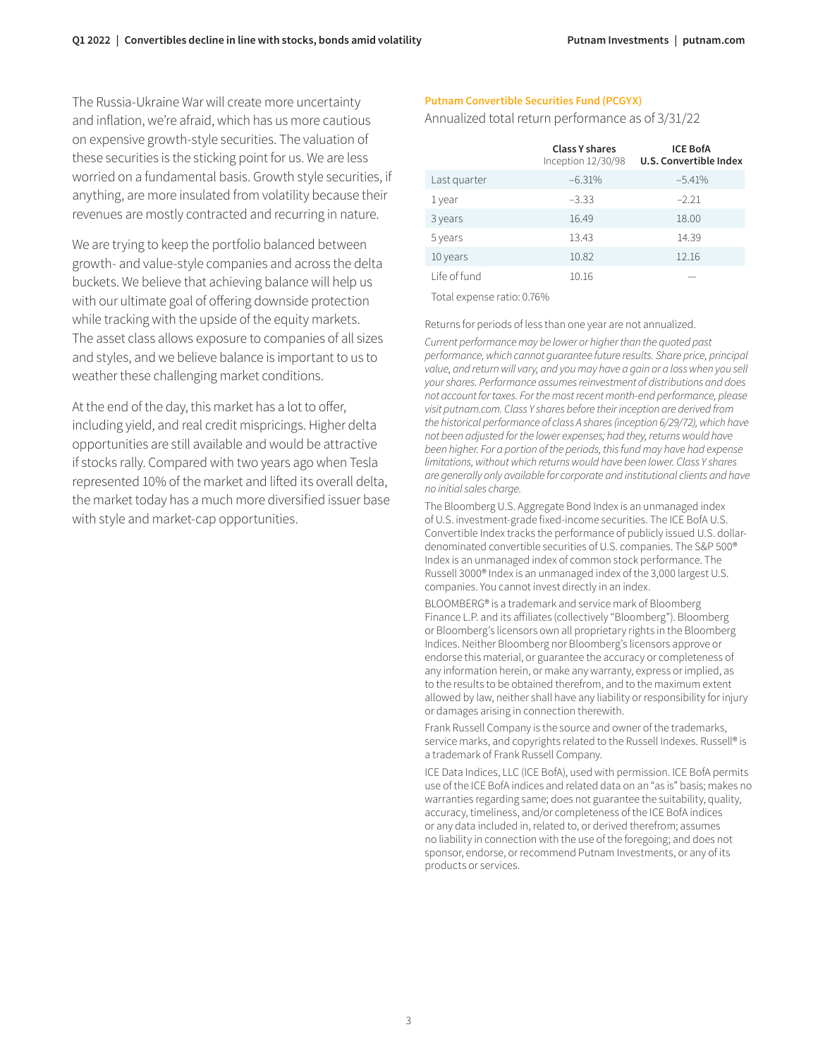The Russia-Ukraine War will create more uncertainty and inflation, we're afraid, which has us more cautious on expensive growth-style securities. The valuation of these securities is the sticking point for us. We are less worried on a fundamental basis. Growth style securities, if anything, are more insulated from volatility because their revenues are mostly contracted and recurring in nature.

We are trying to keep the portfolio balanced between growth- and value-style companies and across the delta buckets. We believe that achieving balance will help us with our ultimate goal of offering downside protection while tracking with the upside of the equity markets. The asset class allows exposure to companies of all sizes and styles, and we believe balance is important to us to weather these challenging market conditions.

At the end of the day, this market has a lot to offer, including yield, and real credit mispricings. Higher delta opportunities are still available and would be attractive if stocks rally. Compared with two years ago when Tesla represented 10% of the market and lifted its overall delta, the market today has a much more diversified issuer base with style and market-cap opportunities.

**Putnam Convertible Securities Fund (PCGYX)**

Annualized total return performance as of 3/31/22

| | **Class Y shares** Inception 12/30/98 | **ICE BofA U.S. Convertible Index** |
|---|---|---|
| Last quarter | –6.31% | –5.41% |
| 1 year | –3.33 | –2.21 |
| 3 years | 16.49 | 18.00 |
| 5 years | 13.43 | 14.39 |
| 10 years | 10.82 | 12.16 |
| Life of fund | 10.16 | — |

Total expense ratio: 0.76%

Returns for periods of less than one year are not annualized.

*Current performance may be lower or higher than the quoted past performance, which cannot guarantee future results. Share price, principal value, and return will vary, and you may have a gain or a loss when you sell your shares. Performance assumes reinvestment of distributions and does not account for taxes. For the most recent month-end performance, please visit putnam.com. Class Y shares before their inception are derived from the historical performance of class A shares (inception 6/29/72), which have not been adjusted for the lower expenses; had they, returns would have been higher. For a portion of the periods, this fund may have had expense limitations, without which returns would have been lower. Class Y shares are generally only available for corporate and institutional clients and have no initial sales charge.*

The Bloomberg U.S. Aggregate Bond Index is an unmanaged index of U.S. investment-grade fixed-income securities. The ICE BofA U.S. Convertible Index tracks the performance of publicly issued U.S. dollar-denominated convertible securities of U.S. companies. The S&P 500® Index is an unmanaged index of common stock performance. The Russell 3000® Index is an unmanaged index of the 3,000 largest U.S. companies. You cannot invest directly in an index.

BLOOMBERG® is a trademark and service mark of Bloomberg Finance L.P. and its affiliates (collectively "Bloomberg"). Bloomberg or Bloomberg's licensors own all proprietary rights in the Bloomberg Indices. Neither Bloomberg nor Bloomberg's licensors approve or endorse this material, or guarantee the accuracy or completeness of any information herein, or make any warranty, express or implied, as to the results to be obtained therefrom, and to the maximum extent allowed by law, neither shall have any liability or responsibility for injury or damages arising in connection therewith.

Frank Russell Company is the source and owner of the trademarks, service marks, and copyrights related to the Russell Indexes. Russell® is a trademark of Frank Russell Company.

ICE Data Indices, LLC (ICE BofA), used with permission. ICE BofA permits use of the ICE BofA indices and related data on an "as is" basis; makes no warranties regarding same; does not guarantee the suitability, quality, accuracy, timeliness, and/or completeness of the ICE BofA indices or any data included in, related to, or derived therefrom; assumes no liability in connection with the use of the foregoing; and does not sponsor, endorse, or recommend Putnam Investments, or any of its products or services.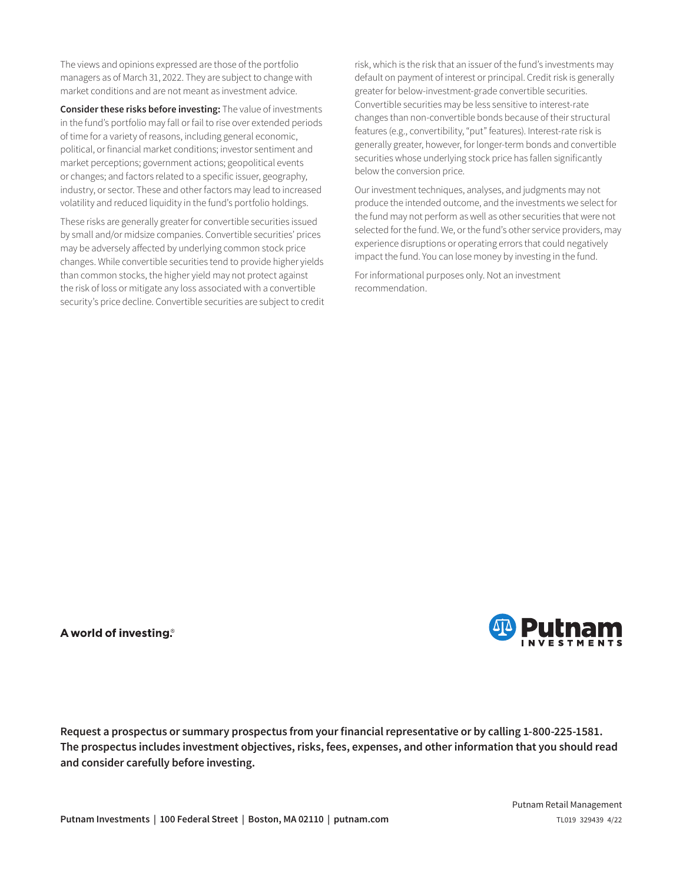The views and opinions expressed are those of the portfolio managers as of March 31, 2022. They are subject to change with market conditions and are not meant as investment advice.

**Consider these risks before investing:** The value of investments in the fund's portfolio may fall or fail to rise over extended periods of time for a variety of reasons, including general economic, political, or financial market conditions; investor sentiment and market perceptions; government actions; geopolitical events or changes; and factors related to a specific issuer, geography, industry, or sector. These and other factors may lead to increased volatility and reduced liquidity in the fund's portfolio holdings.

These risks are generally greater for convertible securities issued by small and/or midsize companies. Convertible securities' prices may be adversely affected by underlying common stock price changes. While convertible securities tend to provide higher yields than common stocks, the higher yield may not protect against the risk of loss or mitigate any loss associated with a convertible security's price decline. Convertible securities are subject to credit risk, which is the risk that an issuer of the fund's investments may default on payment of interest or principal. Credit risk is generally greater for below-investment-grade convertible securities. Convertible securities may be less sensitive to interest-rate changes than non-convertible bonds because of their structural features (e.g., convertibility, "put" features). Interest-rate risk is generally greater, however, for longer-term bonds and convertible securities whose underlying stock price has fallen significantly below the conversion price.

Our investment techniques, analyses, and judgments may not produce the intended outcome, and the investments we select for the fund may not perform as well as other securities that were not selected for the fund. We, or the fund's other service providers, may experience disruptions or operating errors that could negatively impact the fund. You can lose money by investing in the fund.

For informational purposes only. Not an investment recommendation.

**A world of investing.®**

Putnam Investments

**Request a prospectus or summary prospectus from your financial representative or by calling 1-800-225-1581. The prospectus includes investment objectives, risks, fees, expenses, and other information that you should read and consider carefully before investing.**

**Putnam Investments | 100 Federal Street | Boston, MA 02110 | putnam.com**

Putnam Retail Management

TL019 329439 4/22